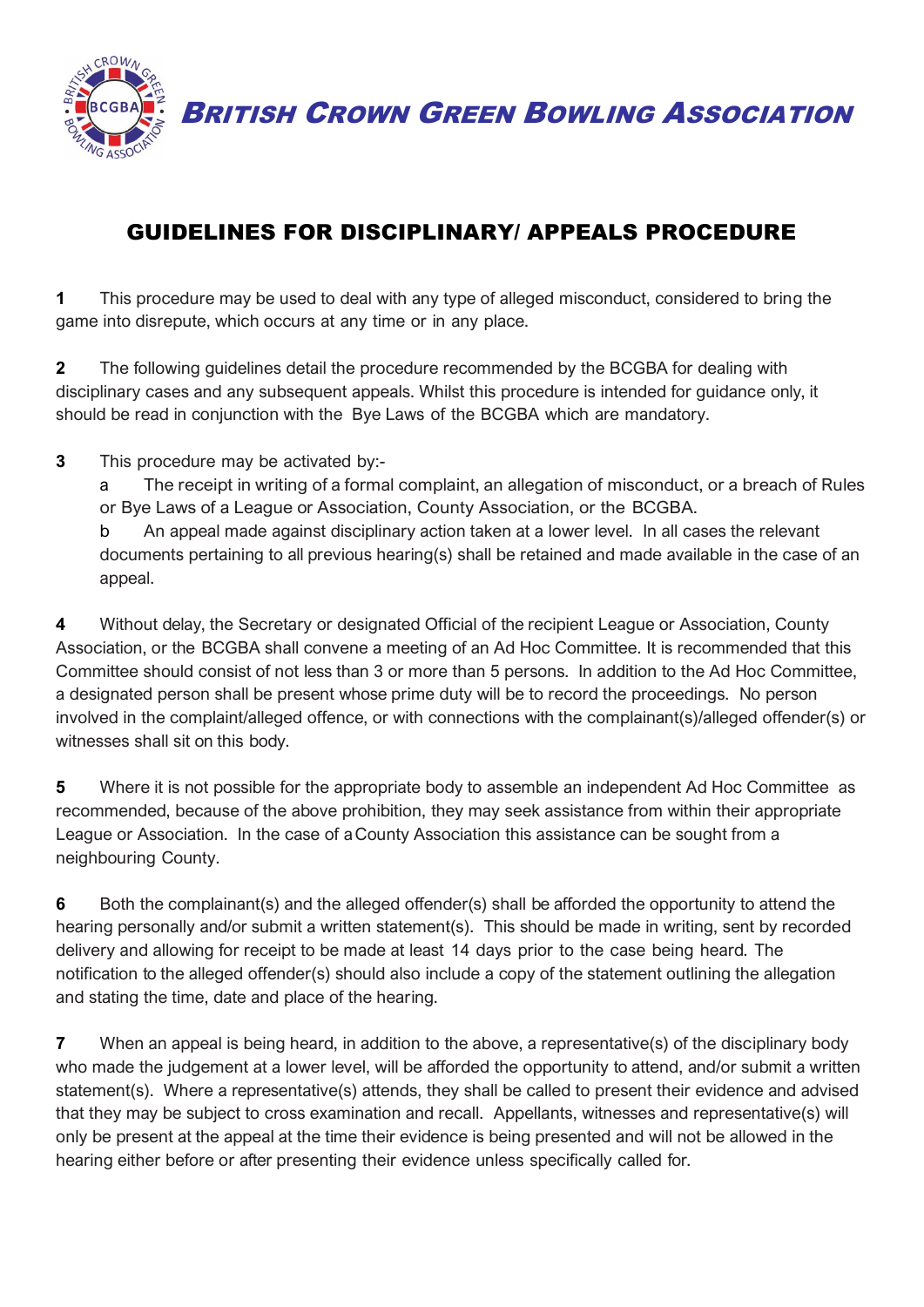# BRITISH CROWN GREEN BOWLING ASSOCIATION

## GUIDELINES FOR DISCIPLINARY/ APPEALS PROCEDURE

**1** This procedure may be used to deal with any type of alleged misconduct, considered to bring the game into disrepute, which occurs at any time or in any place.

**2** The following guidelines detail the procedure recommended by the BCGBA for dealing with disciplinary cases and any subsequent appeals. Whilst this procedure is intended for guidance only, it should be read in conjunction with the Bye Laws of the BCGBA which are mandatory.

**3** This procedure may be activated by:-

a The receipt in writing of a formal complaint, an allegation of misconduct, or a breach of Rules or Bye Laws of a League or Association, County Association, or the BCGBA.

b An appeal made against disciplinary action taken at a lower level. In all cases the relevant documents pertaining to all previous hearing(s) shall be retained and made available in the case of an appeal.

**4** Without delay, the Secretary or designated Official of the recipient League or Association, County Association, or the BCGBA shall convene a meeting of an Ad Hoc Committee. It is recommended that this Committee should consist of not less than 3 or more than 5 persons. In addition to the Ad Hoc Committee, a designated person shall be present whose prime duty will be to record the proceedings. No person involved in the complaint/alleged offence, or with connections with the complainant(s)/alleged offender(s) or witnesses shall sit on this body.

**5** Where it is not possible for the appropriate body to assemble an independent Ad Hoc Committee as recommended, because of the above prohibition, they may seek assistance from within their appropriate League or Association. In the case of a County Association this assistance can be sought from a neighbouring County.

**6** Both the complainant(s) and the alleged offender(s) shall be afforded the opportunity to attend the hearing personally and/or submit a written statement(s). This should be made in writing, sent by recorded delivery and allowing for receipt to be made at least 14 days prior to the case being heard. The notification to the alleged offender(s) should also include a copy of the statement outlining the allegation and stating the time, date and place of the hearing.

**7** When an appeal is being heard, in addition to the above, a representative(s) of the disciplinary body who made the judgement at a lower level, will be afforded the opportunity to attend, and/or submit a written statement(s). Where a representative(s) attends, they shall be called to present their evidence and advised that they may be subject to cross examination and recall. Appellants, witnesses and representative(s) will only be present at the appeal at the time their evidence is being presented and will not be allowed in the hearing either before or after presenting their evidence unless specifically called for.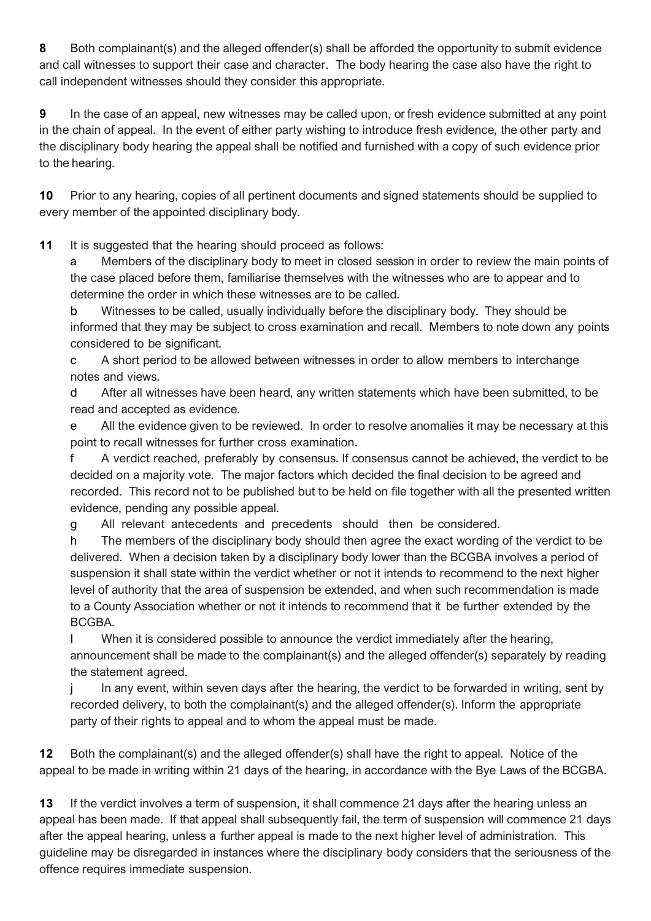**8** Both complainant(s) and the alleged offender(s) shall be afforded the opportunity to submit evidence and call witnesses to support their case and character. The body hearing the case also have the right to call independent witnesses should they consider this appropriate.

**9** In the case of an appeal, new witnesses may be called upon, or fresh evidence submitted at any point in the chain of appeal. In the event of either party wishing to introduce fresh evidence, the other party and the disciplinary body hearing the appeal shall be notified and furnished with a copy of such evidence prior to the hearing.

**10** Prior to any hearing, copies of all pertinent documents and signed statements should be supplied to every member of the appointed disciplinary body.

**11** It is suggested that the hearing should proceed as follows:

a Members of the disciplinary body to meet in closed session in order to review the main points of the case placed before them, familiarise themselves with the witnesses who are to appear and to determine the order in which these witnesses are to be called.

b Witnesses to be called, usually individually before the disciplinary body. They should be informed that they may be subject to cross examination and recall. Members to note down any points considered to be significant.

c A short period to be allowed between witnesses in order to allow members to interchange notes and views.

d After all witnesses have been heard, any written statements which have been submitted, to be read and accepted as evidence.

e All the evidence given to be reviewed. In order to resolve anomalies it may be necessary at this point to recall witnesses for further cross examination.

f A verdict reached, preferably by consensus. If consensus cannot be achieved, the verdict to be decided on a majority vote. The major factors which decided the final decision to be agreed and recorded. This record not to be published but to be held on file together with all the presented written evidence, pending any possible appeal.

g All relevant antecedents and precedents should then be considered.

h The members of the disciplinary body should then agree the exact wording of the verdict to be delivered. When a decision taken by a disciplinary body lower than the BCGBA involves a period of suspension it shall state within the verdict whether or not it intends to recommend to the next higher level of authority that the area of suspension be extended, and when such recommendation is made to a County Association whether or not it intends to recommend that it be further extended by the BCGBA.

I When it is considered possible to announce the verdict immediately after the hearing, announcement shall be made to the complainant(s) and the alleged offender(s) separately by reading the statement agreed.

j In any event, within seven days after the hearing, the verdict to be forwarded in writing, sent by recorded delivery, to both the complainant(s) and the alleged offender(s). Inform the appropriate party of their rights to appeal and to whom the appeal must be made.

**12** Both the complainant(s) and the alleged offender(s) shall have the right to appeal. Notice of the appeal to be made in writing within 21 days of the hearing, in accordance with the Bye Laws of the BCGBA.

**13** If the verdict involves a term of suspension, it shall commence 21 days after the hearing unless an appeal has been made. If that appeal shall subsequently fail, the term of suspension will commence 21 days after the appeal hearing, unless a further appeal is made to the next higher level of administration. This guideline may be disregarded in instances where the disciplinary body considers that the seriousness of the offence requires immediate suspension.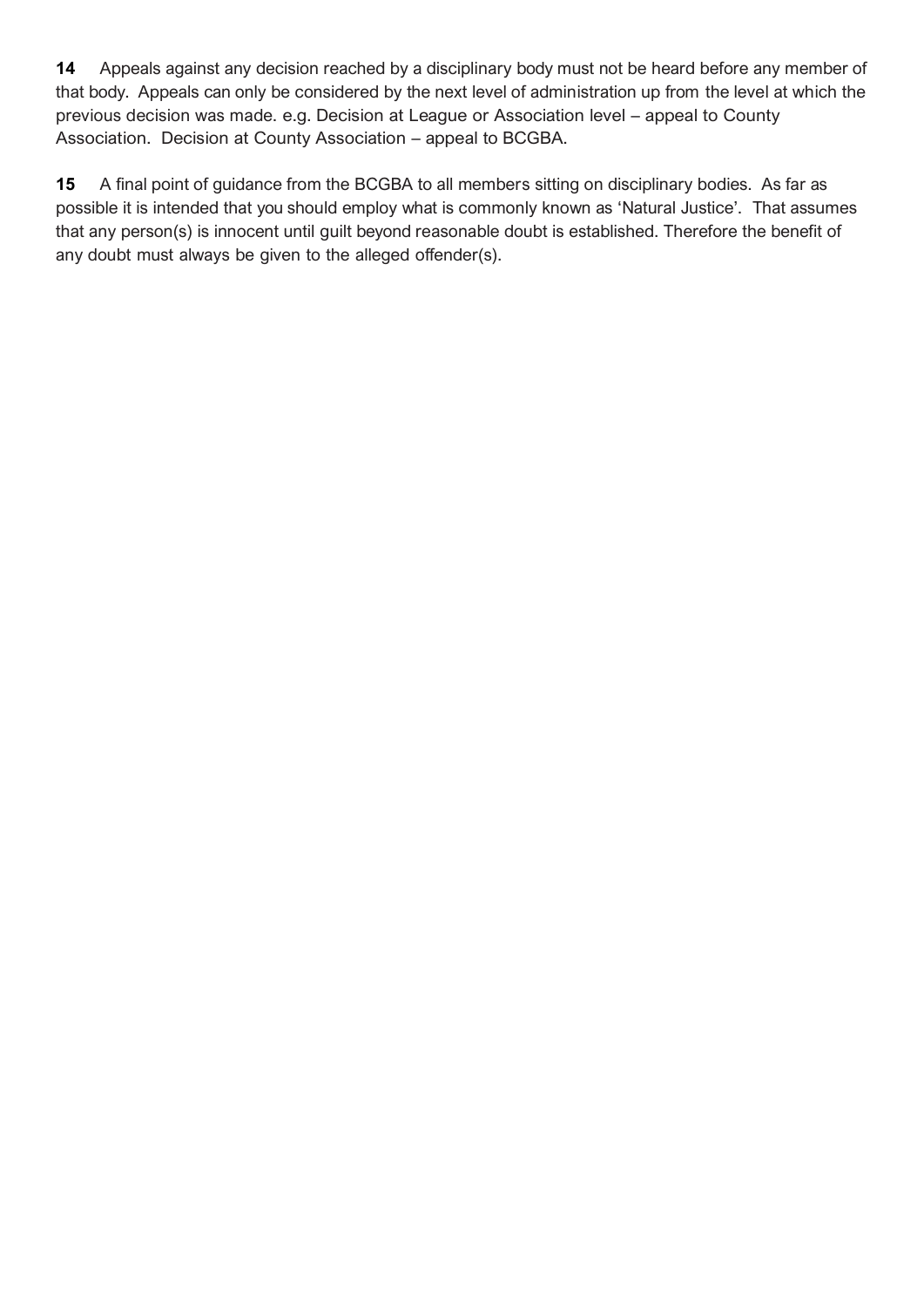**14** Appeals against any decision reached by a disciplinary body must not be heard before any member of that body. Appeals can only be considered by the next level of administration up from the level at which the previous decision was made. e.g. Decision at League or Association level – appeal to County Association. Decision at County Association – appeal to BCGBA.

**15** A final point of guidance from the BCGBA to all members sitting on disciplinary bodies. As far as possible it is intended that you should employ what is commonly known as 'Natural Justice'. That assumes that any person(s) is innocent until guilt beyond reasonable doubt is established. Therefore the benefit of any doubt must always be given to the alleged offender(s).